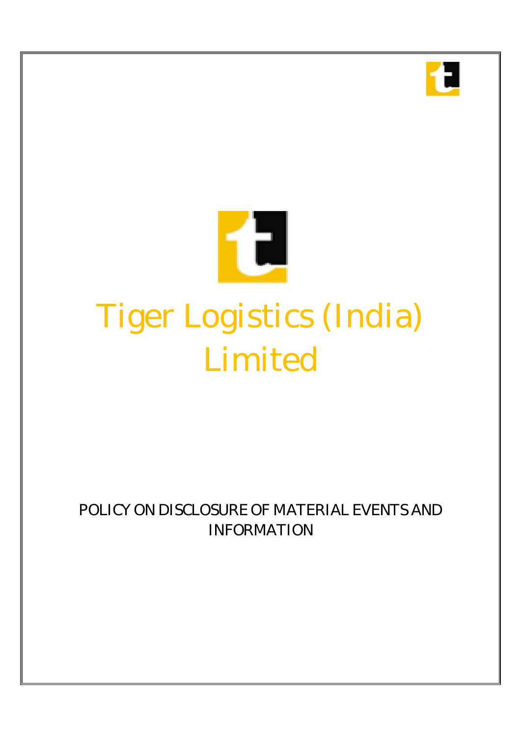# Tiger Logistics (India) Limited

POLICY ON DISCLOSURE OF MATERIAL EVENTS AND INFORMATION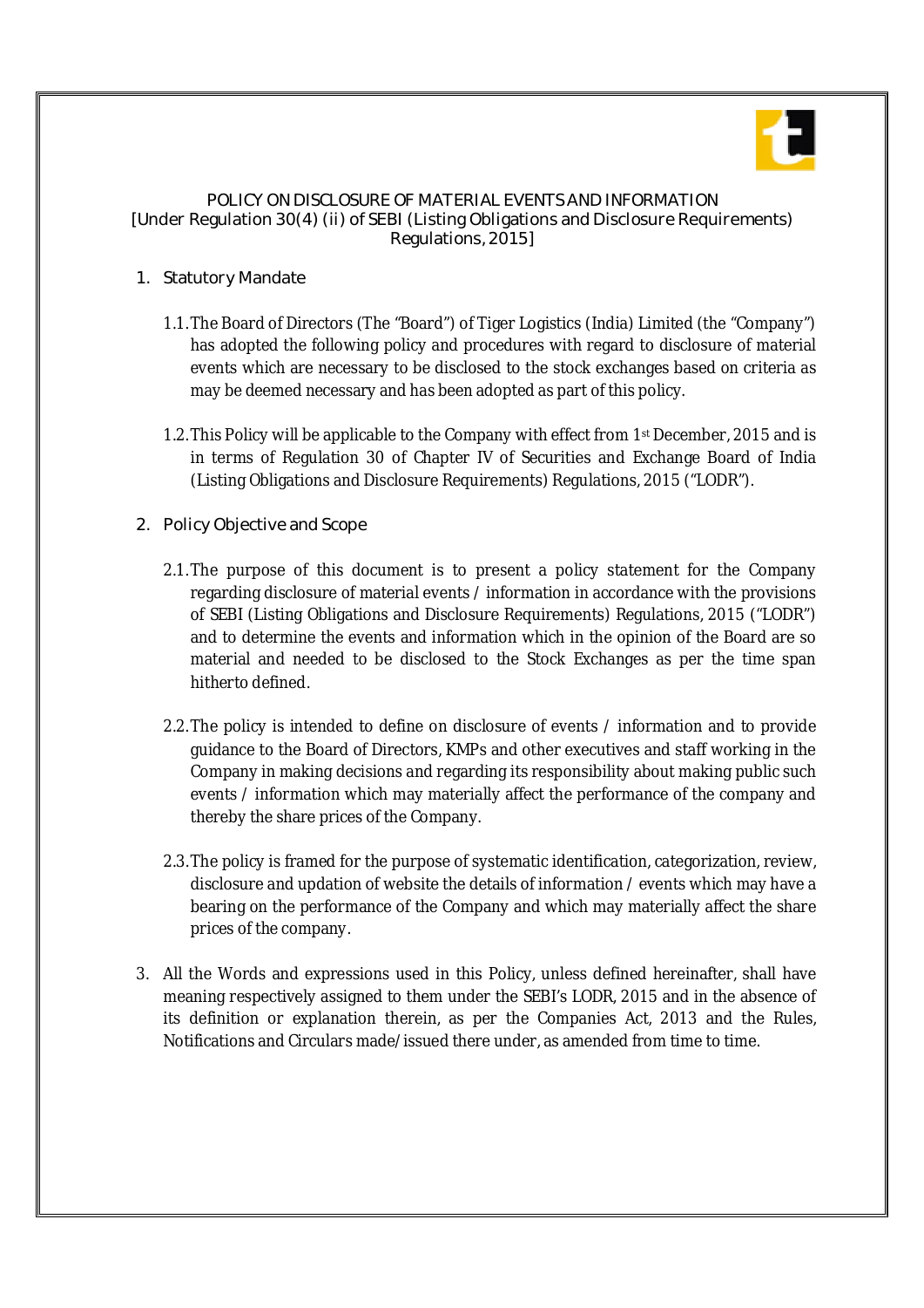# POLICY ON DISCLOSURE OF MATERIAL EVENTS AND INFORMATION

[Under Regulation 30(4) (ii) of SEBI (Listing Obligations and Disclosure Requirements) Regulations, 2015]

## 1. Statutory Mandate

1.1. The Board of Directors (The "Board") of Tiger Logistics (India) Limited (the "Company") has adopted the following policy and procedures with regard to disclosure of material events which are necessary to be disclosed to the stock exchanges based on criteria as may be deemed necessary and has been adopted as part of this policy.

1.2. This Policy will be applicable to the Company with effect from 1st December, 2015 and is in terms of Regulation 30 of Chapter IV of Securities and Exchange Board of India (Listing Obligations and Disclosure Requirements) Regulations, 2015 ("LODR").

## 2. Policy Objective and Scope

2.1. The purpose of this document is to present a policy statement for the Company regarding disclosure of material events / information in accordance with the provisions of SEBI (Listing Obligations and Disclosure Requirements) Regulations, 2015 ("LODR") and to determine the events and information which in the opinion of the Board are so material and needed to be disclosed to the Stock Exchanges as per the time span hitherto defined.

2.2. The policy is intended to define on disclosure of events / information and to provide guidance to the Board of Directors, KMPs and other executives and staff working in the Company in making decisions and regarding its responsibility about making public such events / information which may materially affect the performance of the company and thereby the share prices of the Company.

2.3. The policy is framed for the purpose of systematic identification, categorization, review, disclosure and updation of website the details of information / events which may have a bearing on the performance of the Company and which may materially affect the share prices of the company.

3. All the Words and expressions used in this Policy, unless defined hereinafter, shall have meaning respectively assigned to them under the SEBI's LODR, 2015 and in the absence of its definition or explanation therein, as per the Companies Act, 2013 and the Rules, Notifications and Circulars made/issued there under, as amended from time to time.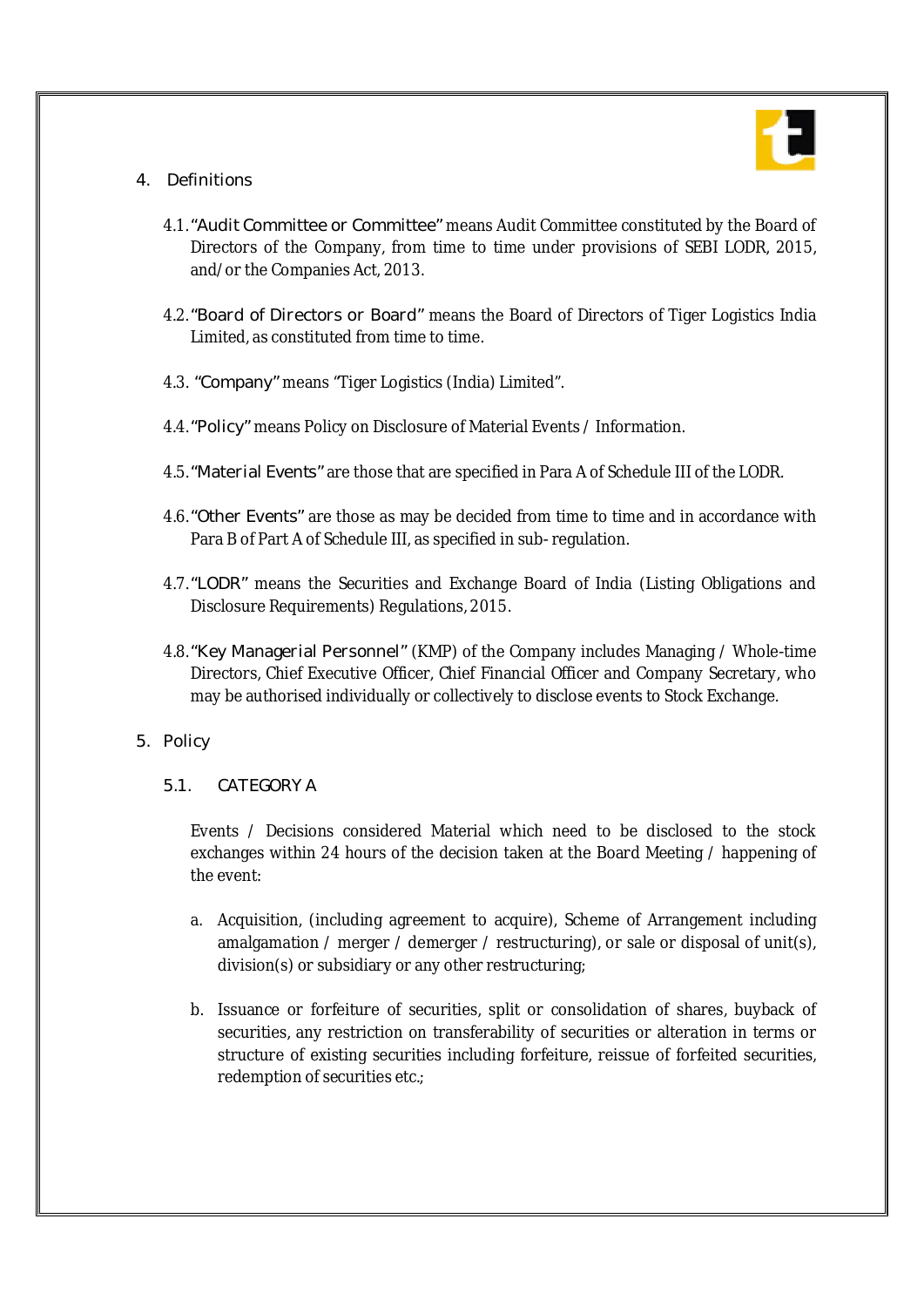## 4. Definitions

4.1. "Audit Committee or Committee" means Audit Committee constituted by the Board of Directors of the Company, from time to time under provisions of SEBI LODR, 2015, and/or the Companies Act, 2013.

4.2. "Board of Directors or Board" means the Board of Directors of Tiger Logistics India Limited, as constituted from time to time.

4.3. "Company" means "Tiger Logistics (India) Limited".

4.4. "Policy" means Policy on Disclosure of Material Events / Information.

4.5. "Material Events" are those that are specified in Para A of Schedule III of the LODR.

4.6. "Other Events" are those as may be decided from time to time and in accordance with Para B of Part A of Schedule III, as specified in sub- regulation.

4.7. "LODR" means the Securities and Exchange Board of India (Listing Obligations and Disclosure Requirements) Regulations, 2015.

4.8. "Key Managerial Personnel" (KMP) of the Company includes Managing / Whole-time Directors, Chief Executive Officer, Chief Financial Officer and Company Secretary, who may be authorised individually or collectively to disclose events to Stock Exchange.

## 5. Policy

### 5.1. CATEGORY A

Events / Decisions considered Material which need to be disclosed to the stock exchanges within 24 hours of the decision taken at the Board Meeting / happening of the event:

a. Acquisition, (including agreement to acquire), Scheme of Arrangement including amalgamation / merger / demerger / restructuring), or sale or disposal of unit(s), division(s) or subsidiary or any other restructuring;

b. Issuance or forfeiture of securities, split or consolidation of shares, buyback of securities, any restriction on transferability of securities or alteration in terms or structure of existing securities including forfeiture, reissue of forfeited securities, redemption of securities etc.;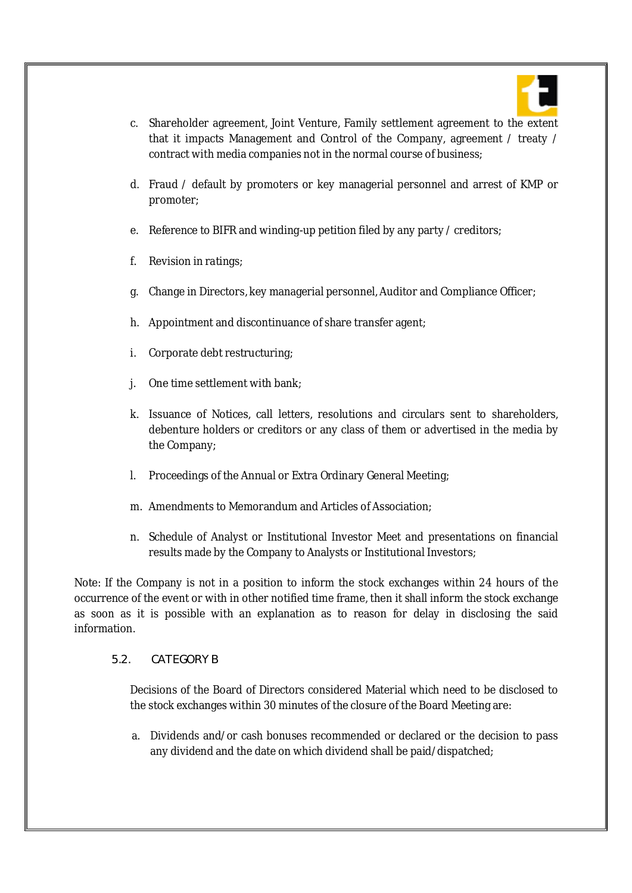c. Shareholder agreement, Joint Venture, Family settlement agreement to the extent that it impacts Management and Control of the Company, agreement / treaty / contract with media companies not in the normal course of business;

d. Fraud / default by promoters or key managerial personnel and arrest of KMP or promoter;

e. Reference to BIFR and winding-up petition filed by any party / creditors;

f. Revision in ratings;

g. Change in Directors, key managerial personnel, Auditor and Compliance Officer;

h. Appointment and discontinuance of share transfer agent;

i. Corporate debt restructuring;

j. One time settlement with bank;

k. Issuance of Notices, call letters, resolutions and circulars sent to shareholders, debenture holders or creditors or any class of them or advertised in the media by the Company;

l. Proceedings of the Annual or Extra Ordinary General Meeting;

m. Amendments to Memorandum and Articles of Association;

n. Schedule of Analyst or Institutional Investor Meet and presentations on financial results made by the Company to Analysts or Institutional Investors;

Note: If the Company is not in a position to inform the stock exchanges within 24 hours of the occurrence of the event or with in other notified time frame, then it shall inform the stock exchange as soon as it is possible with an explanation as to reason for delay in disclosing the said information.

### 5.2. CATEGORY B

Decisions of the Board of Directors considered Material which need to be disclosed to the stock exchanges within 30 minutes of the closure of the Board Meeting are:

a. Dividends and/or cash bonuses recommended or declared or the decision to pass any dividend and the date on which dividend shall be paid/dispatched;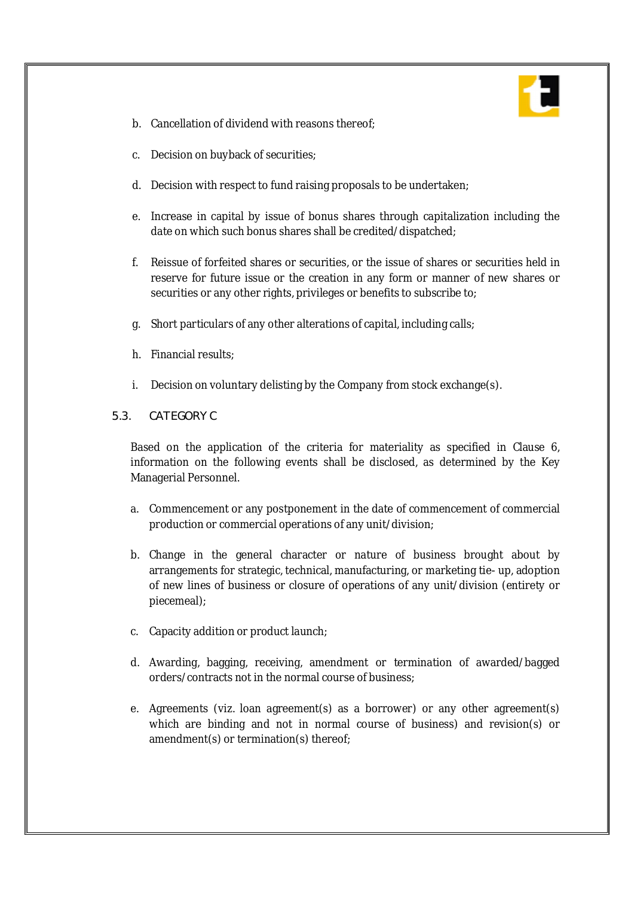b. Cancellation of dividend with reasons thereof;

c. Decision on buyback of securities;

d. Decision with respect to fund raising proposals to be undertaken;

e. Increase in capital by issue of bonus shares through capitalization including the date on which such bonus shares shall be credited/dispatched;

f. Reissue of forfeited shares or securities, or the issue of shares or securities held in reserve for future issue or the creation in any form or manner of new shares or securities or any other rights, privileges or benefits to subscribe to;

g. Short particulars of any other alterations of capital, including calls;

h. Financial results;

i. Decision on voluntary delisting by the Company from stock exchange(s).

### 5.3. CATEGORY C

Based on the application of the criteria for materiality as specified in Clause 6, information on the following events shall be disclosed, as determined by the Key Managerial Personnel.

a. Commencement or any postponement in the date of commencement of commercial production or commercial operations of any unit/division;

b. Change in the general character or nature of business brought about by arrangements for strategic, technical, manufacturing, or marketing tie- up, adoption of new lines of business or closure of operations of any unit/division (entirety or piecemeal);

c. Capacity addition or product launch;

d. Awarding, bagging, receiving, amendment or termination of awarded/bagged orders/contracts not in the normal course of business;

e. Agreements (viz. loan agreement(s) as a borrower) or any other agreement(s) which are binding and not in normal course of business) and revision(s) or amendment(s) or termination(s) thereof;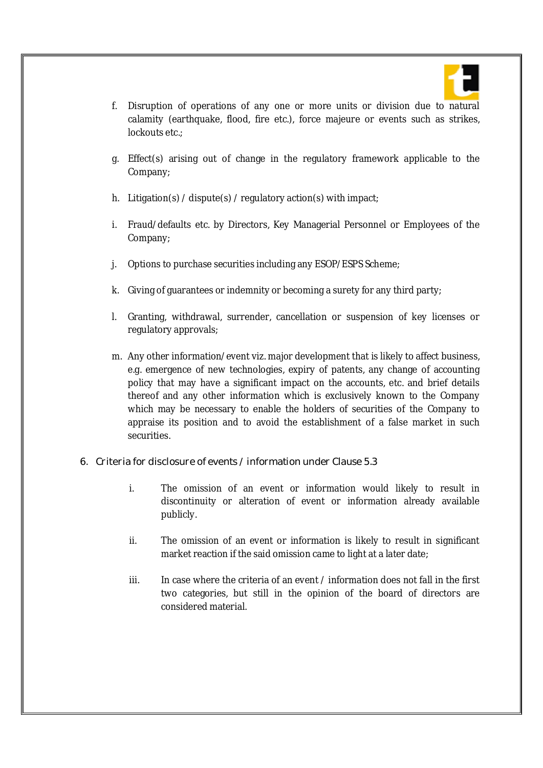f. Disruption of operations of any one or more units or division due to natural calamity (earthquake, flood, fire etc.), force majeure or events such as strikes, lockouts etc.;

g. Effect(s) arising out of change in the regulatory framework applicable to the Company;

h. Litigation(s) / dispute(s) / regulatory action(s) with impact;

i. Fraud/defaults etc. by Directors, Key Managerial Personnel or Employees of the Company;

j. Options to purchase securities including any ESOP/ESPS Scheme;

k. Giving of guarantees or indemnity or becoming a surety for any third party;

l. Granting, withdrawal, surrender, cancellation or suspension of key licenses or regulatory approvals;

m. Any other information/event viz. major development that is likely to affect business, e.g. emergence of new technologies, expiry of patents, any change of accounting policy that may have a significant impact on the accounts, etc. and brief details thereof and any other information which is exclusively known to the Company which may be necessary to enable the holders of securities of the Company to appraise its position and to avoid the establishment of a false market in such securities.

## 6. Criteria for disclosure of events / information under Clause 5.3

i. The omission of an event or information would likely to result in discontinuity or alteration of event or information already available publicly.

ii. The omission of an event or information is likely to result in significant market reaction if the said omission came to light at a later date;

iii. In case where the criteria of an event / information does not fall in the first two categories, but still in the opinion of the board of directors are considered material.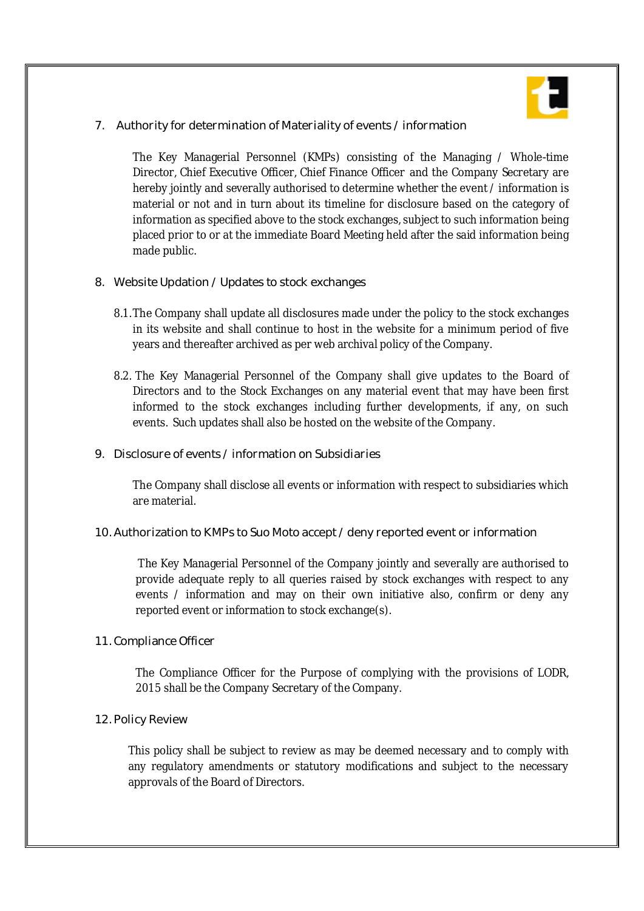## 7. Authority for determination of Materiality of events / information

The Key Managerial Personnel (KMPs) consisting of the Managing / Whole-time Director, Chief Executive Officer, Chief Finance Officer and the Company Secretary are hereby jointly and severally authorised to determine whether the event / information is material or not and in turn about its timeline for disclosure based on the category of information as specified above to the stock exchanges, subject to such information being placed prior to or at the immediate Board Meeting held after the said information being made public.

## 8. Website Updation / Updates to stock exchanges

8.1. The Company shall update all disclosures made under the policy to the stock exchanges in its website and shall continue to host in the website for a minimum period of five years and thereafter archived as per web archival policy of the Company.

8.2. The Key Managerial Personnel of the Company shall give updates to the Board of Directors and to the Stock Exchanges on any material event that may have been first informed to the stock exchanges including further developments, if any, on such events. Such updates shall also be hosted on the website of the Company.

## 9. Disclosure of events / information on Subsidiaries

The Company shall disclose all events or information with respect to subsidiaries which are material.

## 10. Authorization to KMPs to Suo Moto accept / deny reported event or information

The Key Managerial Personnel of the Company jointly and severally are authorised to provide adequate reply to all queries raised by stock exchanges with respect to any events / information and may on their own initiative also, confirm or deny any reported event or information to stock exchange(s).

## 11. Compliance Officer

The Compliance Officer for the Purpose of complying with the provisions of LODR, 2015 shall be the Company Secretary of the Company.

## 12. Policy Review

This policy shall be subject to review as may be deemed necessary and to comply with any regulatory amendments or statutory modifications and subject to the necessary approvals of the Board of Directors.